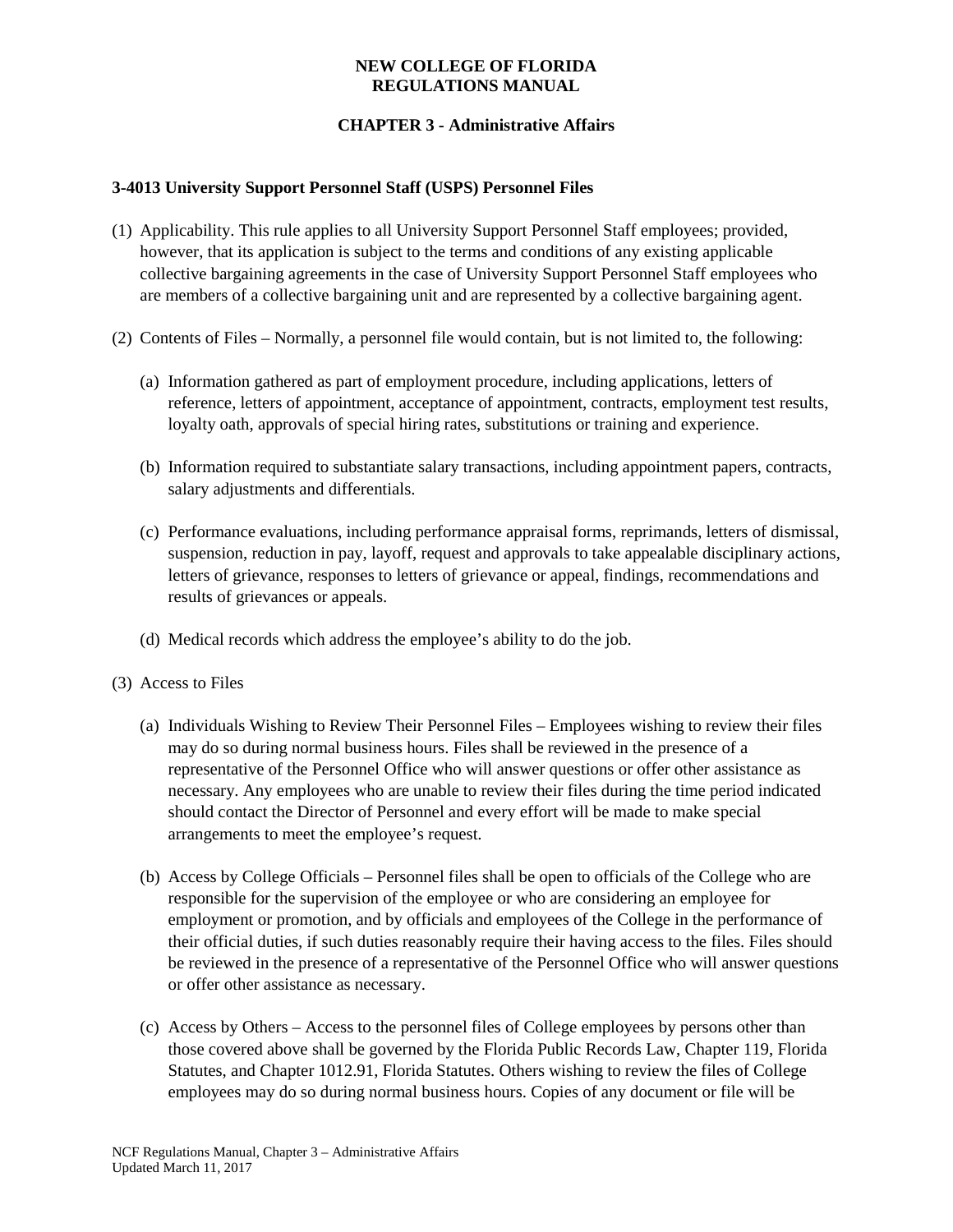**NEW COLLEGE OF FLORIDA**
**REGULATIONS MANUAL**

**CHAPTER 3 - Administrative Affairs**

### 3-4013 University Support Personnel Staff (USPS) Personnel Files

(1) Applicability. This rule applies to all University Support Personnel Staff employees; provided, however, that its application is subject to the terms and conditions of any existing applicable collective bargaining agreements in the case of University Support Personnel Staff employees who are members of a collective bargaining unit and are represented by a collective bargaining agent.

(2) Contents of Files – Normally, a personnel file would contain, but is not limited to, the following:

   (a) Information gathered as part of employment procedure, including applications, letters of reference, letters of appointment, acceptance of appointment, contracts, employment test results, loyalty oath, approvals of special hiring rates, substitutions or training and experience.

   (b) Information required to substantiate salary transactions, including appointment papers, contracts, salary adjustments and differentials.

   (c) Performance evaluations, including performance appraisal forms, reprimands, letters of dismissal, suspension, reduction in pay, layoff, request and approvals to take appealable disciplinary actions, letters of grievance, responses to letters of grievance or appeal, findings, recommendations and results of grievances or appeals.

   (d) Medical records which address the employee's ability to do the job.

(3) Access to Files

   (a) Individuals Wishing to Review Their Personnel Files – Employees wishing to review their files may do so during normal business hours. Files shall be reviewed in the presence of a representative of the Personnel Office who will answer questions or offer other assistance as necessary. Any employees who are unable to review their files during the time period indicated should contact the Director of Personnel and every effort will be made to make special arrangements to meet the employee's request.

   (b) Access by College Officials – Personnel files shall be open to officials of the College who are responsible for the supervision of the employee or who are considering an employee for employment or promotion, and by officials and employees of the College in the performance of their official duties, if such duties reasonably require their having access to the files. Files should be reviewed in the presence of a representative of the Personnel Office who will answer questions or offer other assistance as necessary.

   (c) Access by Others – Access to the personnel files of College employees by persons other than those covered above shall be governed by the Florida Public Records Law, Chapter 119, Florida Statutes, and Chapter 1012.91, Florida Statutes. Others wishing to review the files of College employees may do so during normal business hours. Copies of any document or file will be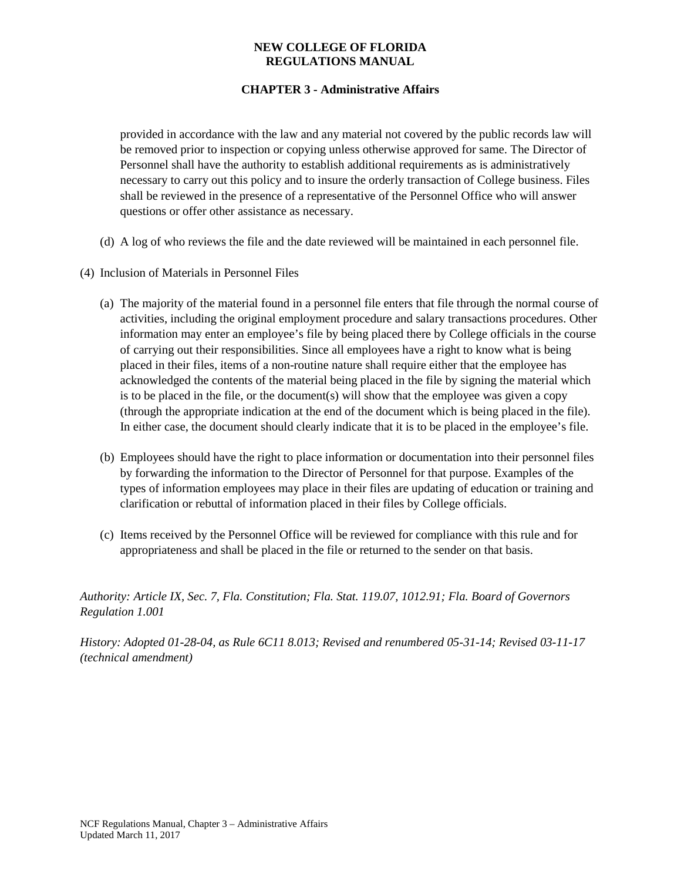provided in accordance with the law and any material not covered by the public records law will be removed prior to inspection or copying unless otherwise approved for same. The Director of Personnel shall have the authority to establish additional requirements as is administratively necessary to carry out this policy and to insure the orderly transaction of College business. Files shall be reviewed in the presence of a representative of the Personnel Office who will answer questions or offer other assistance as necessary.

(d) A log of who reviews the file and the date reviewed will be maintained in each personnel file.

(4) Inclusion of Materials in Personnel Files

(a) The majority of the material found in a personnel file enters that file through the normal course of activities, including the original employment procedure and salary transactions procedures. Other information may enter an employee's file by being placed there by College officials in the course of carrying out their responsibilities. Since all employees have a right to know what is being placed in their files, items of a non-routine nature shall require either that the employee has acknowledged the contents of the material being placed in the file by signing the material which is to be placed in the file, or the document(s) will show that the employee was given a copy (through the appropriate indication at the end of the document which is being placed in the file). In either case, the document should clearly indicate that it is to be placed in the employee's file.

(b) Employees should have the right to place information or documentation into their personnel files by forwarding the information to the Director of Personnel for that purpose. Examples of the types of information employees may place in their files are updating of education or training and clarification or rebuttal of information placed in their files by College officials.

(c) Items received by the Personnel Office will be reviewed for compliance with this rule and for appropriateness and shall be placed in the file or returned to the sender on that basis.

*Authority: Article IX, Sec. 7, Fla. Constitution; Fla. Stat. 119.07, 1012.91; Fla. Board of Governors Regulation 1.001*

*History: Adopted 01-28-04, as Rule 6C11 8.013; Revised and renumbered 05-31-14; Revised 03-11-17 (technical amendment)*